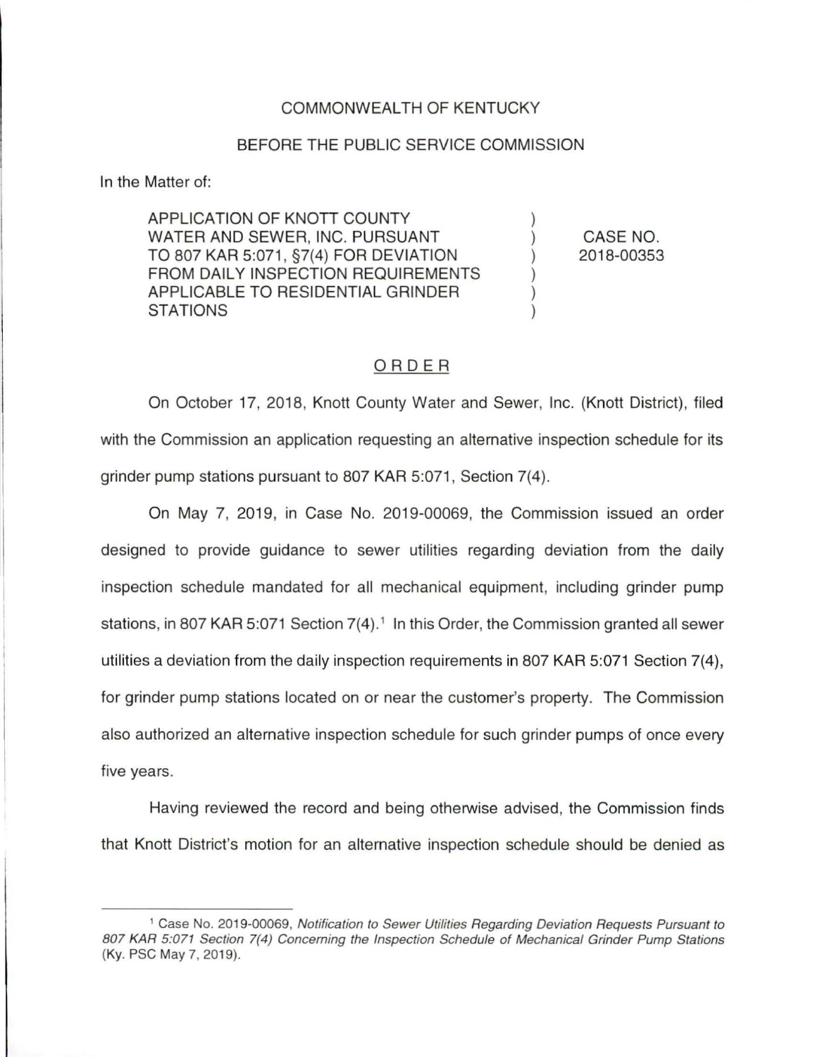COMMONWEALTH OF KENTUCKY

BEFORE THE PUBLIC SERVICE COMMISSION

In the Matter of:

| | | |
|---|---|---|
| APPLICATION OF KNOTT COUNTY WATER AND SEWER, INC. PURSUANT TO 807 KAR 5:071, §7(4) FOR DEVIATION FROM DAILY INSPECTION REQUIREMENTS APPLICABLE TO RESIDENTIAL GRINDER STATIONS | ) ) ) ) ) ) | CASE NO. 2018-00353 |

ORDER

On October 17, 2018, Knott County Water and Sewer, Inc. (Knott District), filed with the Commission an application requesting an alternative inspection schedule for its grinder pump stations pursuant to 807 KAR 5:071, Section 7(4).

On May 7, 2019, in Case No. 2019-00069, the Commission issued an order designed to provide guidance to sewer utilities regarding deviation from the daily inspection schedule mandated for all mechanical equipment, including grinder pump stations, in 807 KAR 5:071 Section 7(4).[1] In this Order, the Commission granted all sewer utilities a deviation from the daily inspection requirements in 807 KAR 5:071 Section 7(4), for grinder pump stations located on or near the customer's property. The Commission also authorized an alternative inspection schedule for such grinder pumps of once every five years.

Having reviewed the record and being otherwise advised, the Commission finds that Knott District's motion for an alternative inspection schedule should be denied as

---

[1] Case No. 2019-00069, *Notification to Sewer Utilities Regarding Deviation Requests Pursuant to 807 KAR 5:071 Section 7(4) Concerning the Inspection Schedule of Mechanical Grinder Pump Stations* (Ky. PSC May 7, 2019).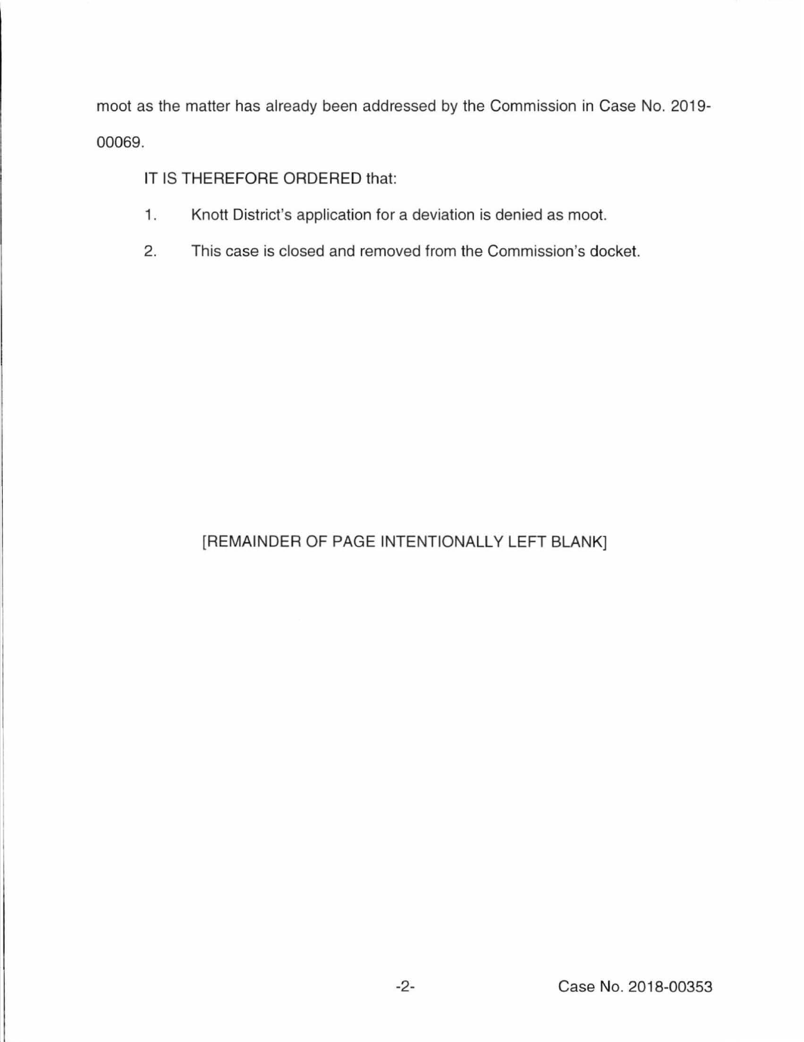moot as the matter has already been addressed by the Commission in Case No. 2019-00069.

IT IS THEREFORE ORDERED that:

1. Knott District's application for a deviation is denied as moot.

2. This case is closed and removed from the Commission's docket.

[REMAINDER OF PAGE INTENTIONALLY LEFT BLANK]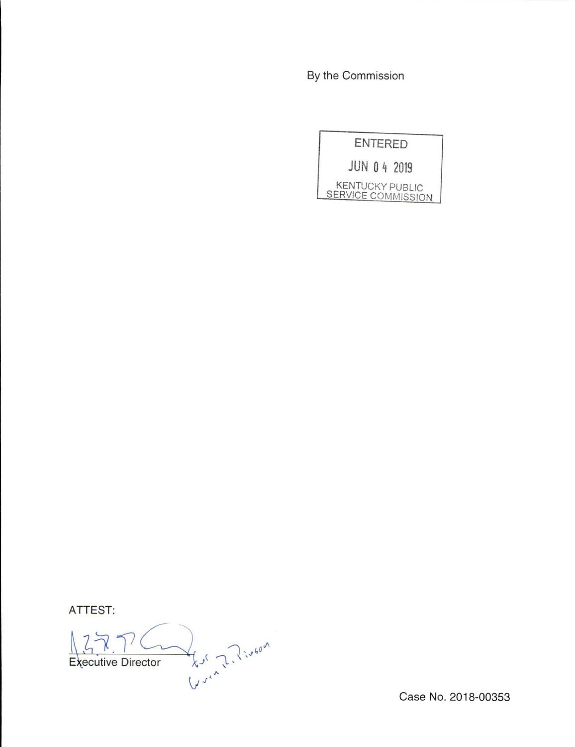By the Commission

ENTERED

JUN 04 2019

KENTUCKY PUBLIC SERVICE COMMISSION

ATTEST:

Executive Director

Case No. 2018-00353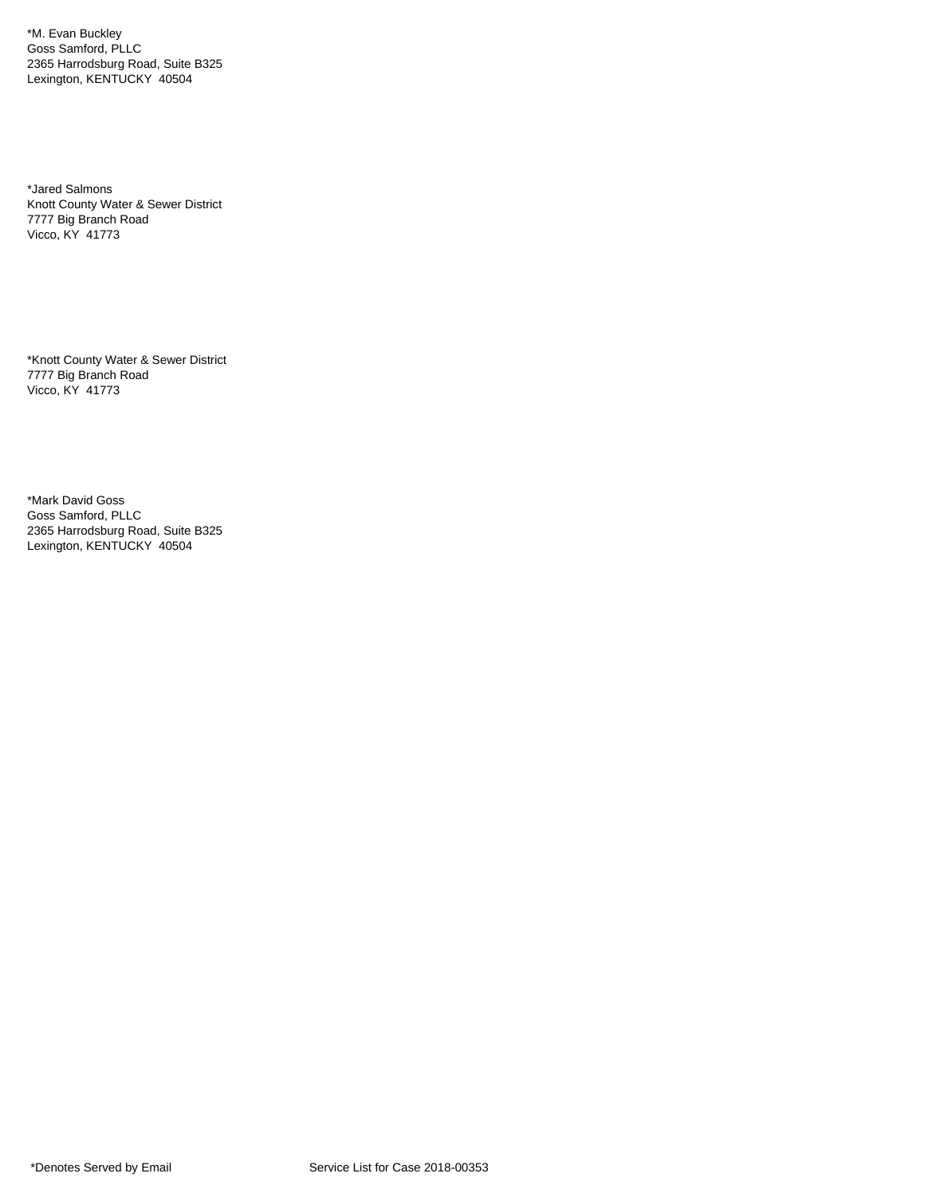*M. Evan Buckley
Goss Samford, PLLC
2365 Harrodsburg Road, Suite B325
Lexington, KENTUCKY 40504

*Jared Salmons
Knott County Water & Sewer District
7777 Big Branch Road
Vicco, KY 41773

*Knott County Water & Sewer District
7777 Big Branch Road
Vicco, KY 41773

*Mark David Goss
Goss Samford, PLLC
2365 Harrodsburg Road, Suite B325
Lexington, KENTUCKY 40504

*Denotes Served by Email

Service List for Case 2018-00353